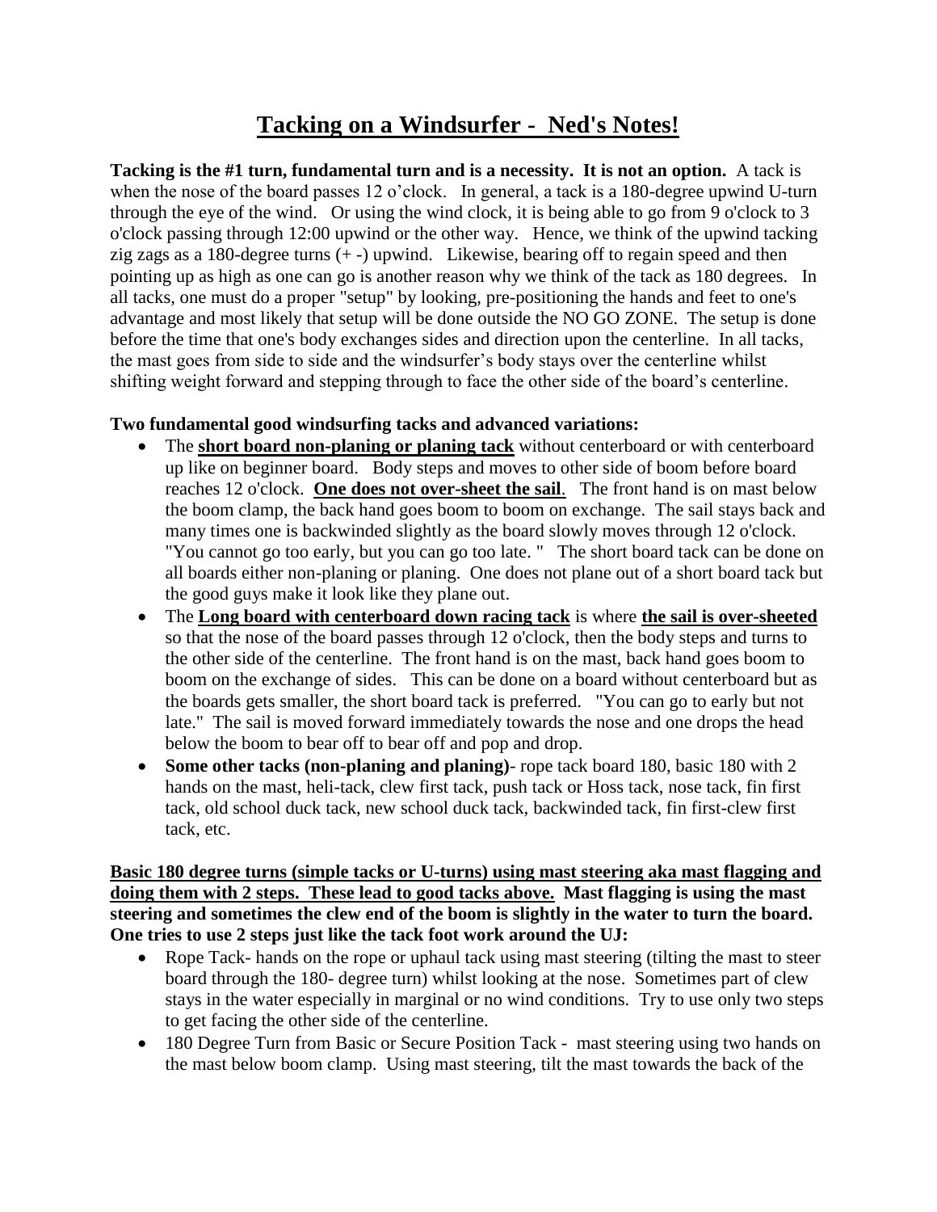# Tacking on a Windsurfer - Ned's Notes!

**Tacking is the #1 turn, fundamental turn and is a necessity. It is not an option.** A tack is when the nose of the board passes 12 o'clock. In general, a tack is a 180-degree upwind U-turn through the eye of the wind. Or using the wind clock, it is being able to go from 9 o'clock to 3 o'clock passing through 12:00 upwind or the other way. Hence, we think of the upwind tacking zig zags as a 180-degree turns (+ -) upwind. Likewise, bearing off to regain speed and then pointing up as high as one can go is another reason why we think of the tack as 180 degrees. In all tacks, one must do a proper "setup" by looking, pre-positioning the hands and feet to one's advantage and most likely that setup will be done outside the NO GO ZONE. The setup is done before the time that one's body exchanges sides and direction upon the centerline. In all tacks, the mast goes from side to side and the windsurfer's body stays over the centerline whilst shifting weight forward and stepping through to face the other side of the board's centerline.

**Two fundamental good windsurfing tacks and advanced variations:**

- The **short board non-planing or planing tack** without centerboard or with centerboard up like on beginner board. Body steps and moves to other side of boom before board reaches 12 o'clock. **One does not over-sheet the sail**. The front hand is on mast below the boom clamp, the back hand goes boom to boom on exchange. The sail stays back and many times one is backwinded slightly as the board slowly moves through 12 o'clock. "You cannot go too early, but you can go too late. " The short board tack can be done on all boards either non-planing or planing. One does not plane out of a short board tack but the good guys make it look like they plane out.
- The **Long board with centerboard down racing tack** is where **the sail is over-sheeted** so that the nose of the board passes through 12 o'clock, then the body steps and turns to the other side of the centerline. The front hand is on the mast, back hand goes boom to boom on the exchange of sides. This can be done on a board without centerboard but as the boards gets smaller, the short board tack is preferred. "You can go to early but not late." The sail is moved forward immediately towards the nose and one drops the head below the boom to bear off to bear off and pop and drop.
- **Some other tacks (non-planing and planing)**- rope tack board 180, basic 180 with 2 hands on the mast, heli-tack, clew first tack, push tack or Hoss tack, nose tack, fin first tack, old school duck tack, new school duck tack, backwinded tack, fin first-clew first tack, etc.

**Basic 180 degree turns (simple tacks or U-turns) using mast steering aka mast flagging and doing them with 2 steps. These lead to good tacks above. Mast flagging is using the mast steering and sometimes the clew end of the boom is slightly in the water to turn the board. One tries to use 2 steps just like the tack foot work around the UJ:**

- Rope Tack- hands on the rope or uphaul tack using mast steering (tilting the mast to steer board through the 180- degree turn) whilst looking at the nose. Sometimes part of clew stays in the water especially in marginal or no wind conditions. Try to use only two steps to get facing the other side of the centerline.
- 180 Degree Turn from Basic or Secure Position Tack - mast steering using two hands on the mast below boom clamp. Using mast steering, tilt the mast towards the back of the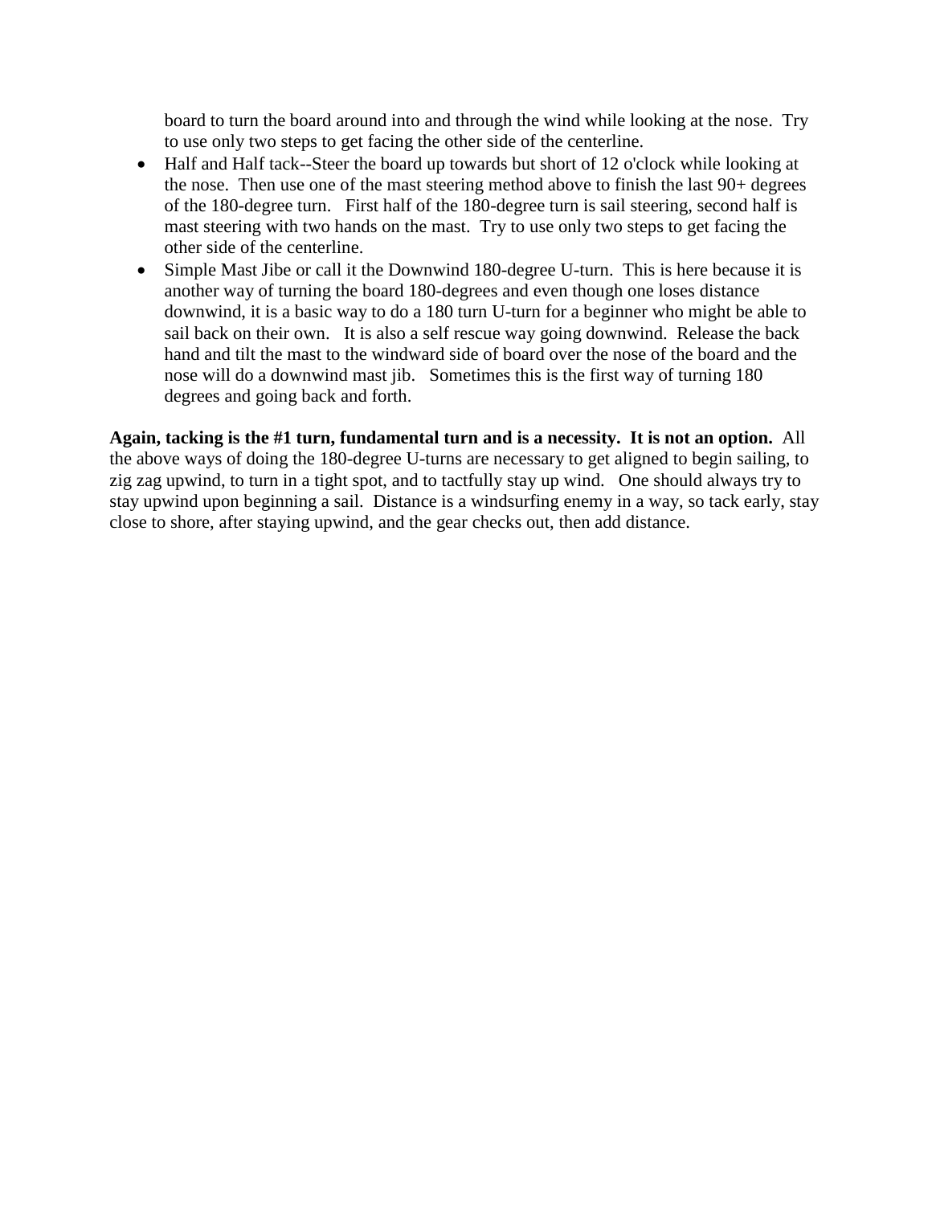board to turn the board around into and through the wind while looking at the nose. Try to use only two steps to get facing the other side of the centerline.

- Half and Half tack--Steer the board up towards but short of 12 o'clock while looking at the nose. Then use one of the mast steering method above to finish the last 90+ degrees of the 180-degree turn. First half of the 180-degree turn is sail steering, second half is mast steering with two hands on the mast. Try to use only two steps to get facing the other side of the centerline.
- Simple Mast Jibe or call it the Downwind 180-degree U-turn. This is here because it is another way of turning the board 180-degrees and even though one loses distance downwind, it is a basic way to do a 180 turn U-turn for a beginner who might be able to sail back on their own. It is also a self rescue way going downwind. Release the back hand and tilt the mast to the windward side of board over the nose of the board and the nose will do a downwind mast jib. Sometimes this is the first way of turning 180 degrees and going back and forth.

**Again, tacking is the #1 turn, fundamental turn and is a necessity. It is not an option.** All the above ways of doing the 180-degree U-turns are necessary to get aligned to begin sailing, to zig zag upwind, to turn in a tight spot, and to tactfully stay up wind. One should always try to stay upwind upon beginning a sail. Distance is a windsurfing enemy in a way, so tack early, stay close to shore, after staying upwind, and the gear checks out, then add distance.